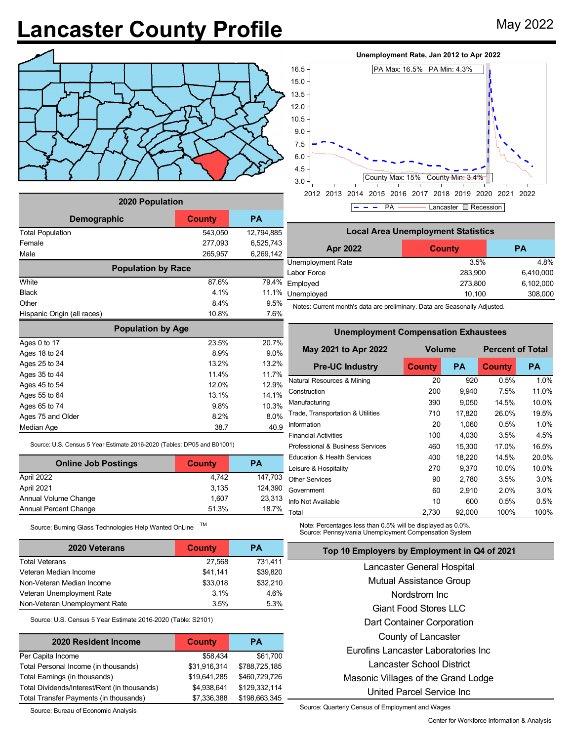# Lancaster County Profile

May 2022

**Unemployment Rate, Jan 2012 to Apr 2022**

PA Max: 16.5% PA Min: 4.3%

County Max: 15% County Min: 3.4%

PA — Lancaster — Recession

| 2020 Population | | |
|---|---|---|
| **Demographic** | **County** | **PA** |
| Total Population | 543,050 | 12,794,885 |
| Female | 277,093 | 6,525,743 |
| Male | 265,957 | 6,269,142 |
| **Population by Race** | | |
| White | 87.6% | 79.4% |
| Black | 4.1% | 11.1% |
| Other | 8.4% | 9.5% |
| Hispanic Origin (all races) | 10.8% | 7.6% |
| **Population by Age** | | |
| Ages 0 to 17 | 23.5% | 20.7% |
| Ages 18 to 24 | 8.9% | 9.0% |
| Ages 25 to 34 | 13.2% | 13.2% |
| Ages 35 to 44 | 11.4% | 11.7% |
| Ages 45 to 54 | 12.0% | 12.9% |
| Ages 55 to 64 | 13.1% | 14.1% |
| Ages 65 to 74 | 9.8% | 10.3% |
| Ages 75 and Older | 8.2% | 8.0% |
| Median Age | 38.7 | 40.9 |

Source: U.S. Census 5 Year Estimate 2016-2020 (Tables: DP05 and B01001)

| Local Area Unemployment Statistics | | |
|---|---|---|
| **Apr 2022** | **County** | **PA** |
| Unemployment Rate | 3.5% | 4.8% |
| Labor Force | 283,900 | 6,410,000 |
| Employed | 273,800 | 6,102,000 |
| Unemployed | 10,100 | 308,000 |

Notes: Current month's data are preliminary. Data are Seasonally Adjusted.

| Unemployment Compensation Exhaustees | | | | |
|---|---|---|---|---|
| **May 2021 to Apr 2022** | **Volume** | | **Percent of Total** | |
| **Pre-UC Industry** | **County** | **PA** | **County** | **PA** |
| Natural Resources & Mining | 20 | 920 | 0.5% | 1.0% |
| Construction | 200 | 9,940 | 7.5% | 11.0% |
| Manufacturing | 390 | 9,050 | 14.5% | 10.0% |
| Trade, Transportation & Utilities | 710 | 17,820 | 26.0% | 19.5% |
| Information | 20 | 1,060 | 0.5% | 1.0% |
| Financial Activities | 100 | 4,030 | 3.5% | 4.5% |
| Professional & Business Services | 460 | 15,300 | 17.0% | 16.5% |
| Education & Health Services | 400 | 18,220 | 14.5% | 20.0% |
| Leisure & Hospitality | 270 | 9,370 | 10.0% | 10.0% |
| Other Services | 90 | 2,780 | 3.5% | 3.0% |
| Government | 60 | 2,910 | 2.0% | 3.0% |
| Info Not Available | 10 | 600 | 0.5% | 0.5% |
| Total | 2,730 | 92,000 | 100% | 100% |

Note: Percentages less than 0.5% will be displayed as 0.0%.
Source: Pennsylvania Unemployment Compensation System

| Online Job Postings | County | PA |
|---|---|---|
| April 2022 | 4,742 | 147,703 |
| April 2021 | 3,135 | 124,390 |
| Annual Volume Change | 1,607 | 23,313 |
| Annual Percent Change | 51.3% | 18.7% |

Source: Burning Glass Technologies Help Wanted OnLine TM

| 2020 Veterans | County | PA |
|---|---|---|
| Total Veterans | 27,568 | 731,411 |
| Veteran Median Income | $41,141 | $39,820 |
| Non-Veteran Median Income | $33,018 | $32,210 |
| Veteran Unemployment Rate | 3.1% | 4.6% |
| Non-Veteran Unemployment Rate | 3.5% | 5.3% |

Source: U.S. Census 5 Year Estimate 2016-2020 (Table: S2101)

| 2020 Resident Income | County | PA |
|---|---|---|
| Per Capita Income | $58,434 | $61,700 |
| Total Personal Income (in thousands) | $31,916,314 | $788,725,185 |
| Total Earnings (in thousands) | $19,641,285 | $460,729,726 |
| Total Dividends/Interest/Rent (in thousands) | $4,938,641 | $129,332,114 |
| Total Transfer Payments (in thousands) | $7,336,388 | $198,663,345 |

Source: Bureau of Economic Analysis

**Top 10 Employers by Employment in Q4 of 2021**

Lancaster General Hospital
Mutual Assistance Group
Nordstrom Inc
Giant Food Stores LLC
Dart Container Corporation
County of Lancaster
Eurofins Lancaster Laboratories Inc
Lancaster School District
Masonic Villages of the Grand Lodge
United Parcel Service Inc

Source: Quarterly Census of Employment and Wages

Center for Workforce Information & Analysis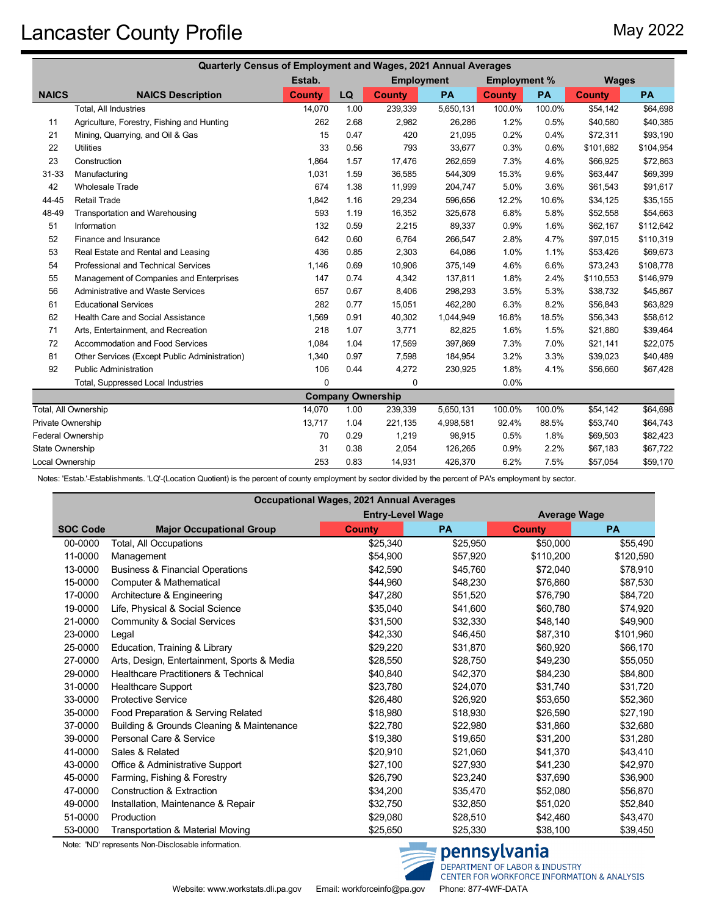# Lancaster County Profile

May 2022

| NAICS | NAICS Description | Estab. County | LQ | Employment County | Employment PA | Employment % County | Employment % PA | Wages County | Wages PA |
|---|---|---|---|---|---|---|---|---|---|
| | **Quarterly Census of Employment and Wages, 2021 Annual Averages** | | | | | | | | |
| | Total, All Industries | 14,070 | 1.00 | 239,339 | 5,650,131 | 100.0% | 100.0% | $54,142 | $64,698 |
| 11 | Agriculture, Forestry, Fishing and Hunting | 262 | 2.68 | 2,982 | 26,286 | 1.2% | 0.5% | $40,580 | $40,385 |
| 21 | Mining, Quarrying, and Oil & Gas | 15 | 0.47 | 420 | 21,095 | 0.2% | 0.4% | $72,311 | $93,190 |
| 22 | Utilities | 33 | 0.56 | 793 | 33,677 | 0.3% | 0.6% | $101,682 | $104,954 |
| 23 | Construction | 1,864 | 1.57 | 17,476 | 262,659 | 7.3% | 4.6% | $66,925 | $72,863 |
| 31-33 | Manufacturing | 1,031 | 1.59 | 36,585 | 544,309 | 15.3% | 9.6% | $63,447 | $69,399 |
| 42 | Wholesale Trade | 674 | 1.38 | 11,999 | 204,747 | 5.0% | 3.6% | $61,543 | $91,617 |
| 44-45 | Retail Trade | 1,842 | 1.16 | 29,234 | 596,656 | 12.2% | 10.6% | $34,125 | $35,155 |
| 48-49 | Transportation and Warehousing | 593 | 1.19 | 16,352 | 325,678 | 6.8% | 5.8% | $52,558 | $54,663 |
| 51 | Information | 132 | 0.59 | 2,215 | 89,337 | 0.9% | 1.6% | $62,167 | $112,642 |
| 52 | Finance and Insurance | 642 | 0.60 | 6,764 | 266,547 | 2.8% | 4.7% | $97,015 | $110,319 |
| 53 | Real Estate and Rental and Leasing | 436 | 0.85 | 2,303 | 64,086 | 1.0% | 1.1% | $53,426 | $69,673 |
| 54 | Professional and Technical Services | 1,146 | 0.69 | 10,906 | 375,149 | 4.6% | 6.6% | $73,243 | $108,778 |
| 55 | Management of Companies and Enterprises | 147 | 0.74 | 4,342 | 137,811 | 1.8% | 2.4% | $110,553 | $146,979 |
| 56 | Administrative and Waste Services | 657 | 0.67 | 8,406 | 298,293 | 3.5% | 5.3% | $38,732 | $45,867 |
| 61 | Educational Services | 282 | 0.77 | 15,051 | 462,280 | 6.3% | 8.2% | $56,843 | $63,829 |
| 62 | Health Care and Social Assistance | 1,569 | 0.91 | 40,302 | 1,044,949 | 16.8% | 18.5% | $56,343 | $58,612 |
| 71 | Arts, Entertainment, and Recreation | 218 | 1.07 | 3,771 | 82,825 | 1.6% | 1.5% | $21,880 | $39,464 |
| 72 | Accommodation and Food Services | 1,084 | 1.04 | 17,569 | 397,869 | 7.3% | 7.0% | $21,141 | $22,075 |
| 81 | Other Services (Except Public Administration) | 1,340 | 0.97 | 7,598 | 184,954 | 3.2% | 3.3% | $39,023 | $40,489 |
| 92 | Public Administration | 106 | 0.44 | 4,272 | 230,925 | 1.8% | 4.1% | $56,660 | $67,428 |
| | Total, Suppressed Local Industries | 0 | | 0 | | 0.0% | | | |
| | **Company Ownership** | | | | | | | | |
| | Total, All Ownership | 14,070 | 1.00 | 239,339 | 5,650,131 | 100.0% | 100.0% | $54,142 | $64,698 |
| | Private Ownership | 13,717 | 1.04 | 221,135 | 4,998,581 | 92.4% | 88.5% | $53,740 | $64,743 |
| | Federal Ownership | 70 | 0.29 | 1,219 | 98,915 | 0.5% | 1.8% | $69,503 | $82,423 |
| | State Ownership | 31 | 0.38 | 2,054 | 126,265 | 0.9% | 2.2% | $67,183 | $67,722 |
| | Local Ownership | 253 | 0.83 | 14,931 | 426,370 | 6.2% | 7.5% | $57,054 | $59,170 |

Notes: 'Estab.'-Establishments. 'LQ'-(Location Quotient) is the percent of county employment by sector divided by the percent of PA's employment by sector.

| SOC Code | Major Occupational Group | Entry-Level Wage County | Entry-Level Wage PA | Average Wage County | Average Wage PA |
|---|---|---|---|---|---|
| | **Occupational Wages, 2021 Annual Averages** | | | | |
| 00-0000 | Total, All Occupations | $25,340 | $25,950 | $50,000 | $55,490 |
| 11-0000 | Management | $54,900 | $57,920 | $110,200 | $120,590 |
| 13-0000 | Business & Financial Operations | $42,590 | $45,760 | $72,040 | $78,910 |
| 15-0000 | Computer & Mathematical | $44,960 | $48,230 | $76,860 | $87,530 |
| 17-0000 | Architecture & Engineering | $47,280 | $51,520 | $76,790 | $84,720 |
| 19-0000 | Life, Physical & Social Science | $35,040 | $41,600 | $60,780 | $74,920 |
| 21-0000 | Community & Social Services | $31,500 | $32,330 | $48,140 | $49,900 |
| 23-0000 | Legal | $42,330 | $46,450 | $87,310 | $101,960 |
| 25-0000 | Education, Training & Library | $29,220 | $31,870 | $60,920 | $66,170 |
| 27-0000 | Arts, Design, Entertainment, Sports & Media | $28,550 | $28,750 | $49,230 | $55,050 |
| 29-0000 | Healthcare Practitioners & Technical | $40,840 | $42,370 | $84,230 | $84,800 |
| 31-0000 | Healthcare Support | $23,780 | $24,070 | $31,740 | $31,720 |
| 33-0000 | Protective Service | $26,480 | $26,920 | $53,650 | $52,360 |
| 35-0000 | Food Preparation & Serving Related | $18,980 | $18,930 | $26,590 | $27,190 |
| 37-0000 | Building & Grounds Cleaning & Maintenance | $22,780 | $22,980 | $31,860 | $32,680 |
| 39-0000 | Personal Care & Service | $19,380 | $19,650 | $31,200 | $31,280 |
| 41-0000 | Sales & Related | $20,910 | $21,060 | $41,370 | $43,410 |
| 43-0000 | Office & Administrative Support | $27,100 | $27,930 | $41,230 | $42,970 |
| 45-0000 | Farming, Fishing & Forestry | $26,790 | $23,240 | $37,690 | $36,900 |
| 47-0000 | Construction & Extraction | $34,200 | $35,470 | $52,080 | $56,870 |
| 49-0000 | Installation, Maintenance & Repair | $32,750 | $32,850 | $51,020 | $52,840 |
| 51-0000 | Production | $29,080 | $28,510 | $42,460 | $43,470 |
| 53-0000 | Transportation & Material Moving | $25,650 | $25,330 | $38,100 | $39,450 |

Note: 'ND' represents Non-Disclosable information.

pennsylvania
DEPARTMENT OF LABOR & INDUSTRY
CENTER FOR WORKFORCE INFORMATION & ANALYSIS

Website: www.workstats.dli.pa.gov Email: workforceinfo@pa.gov Phone: 877-4WF-DATA